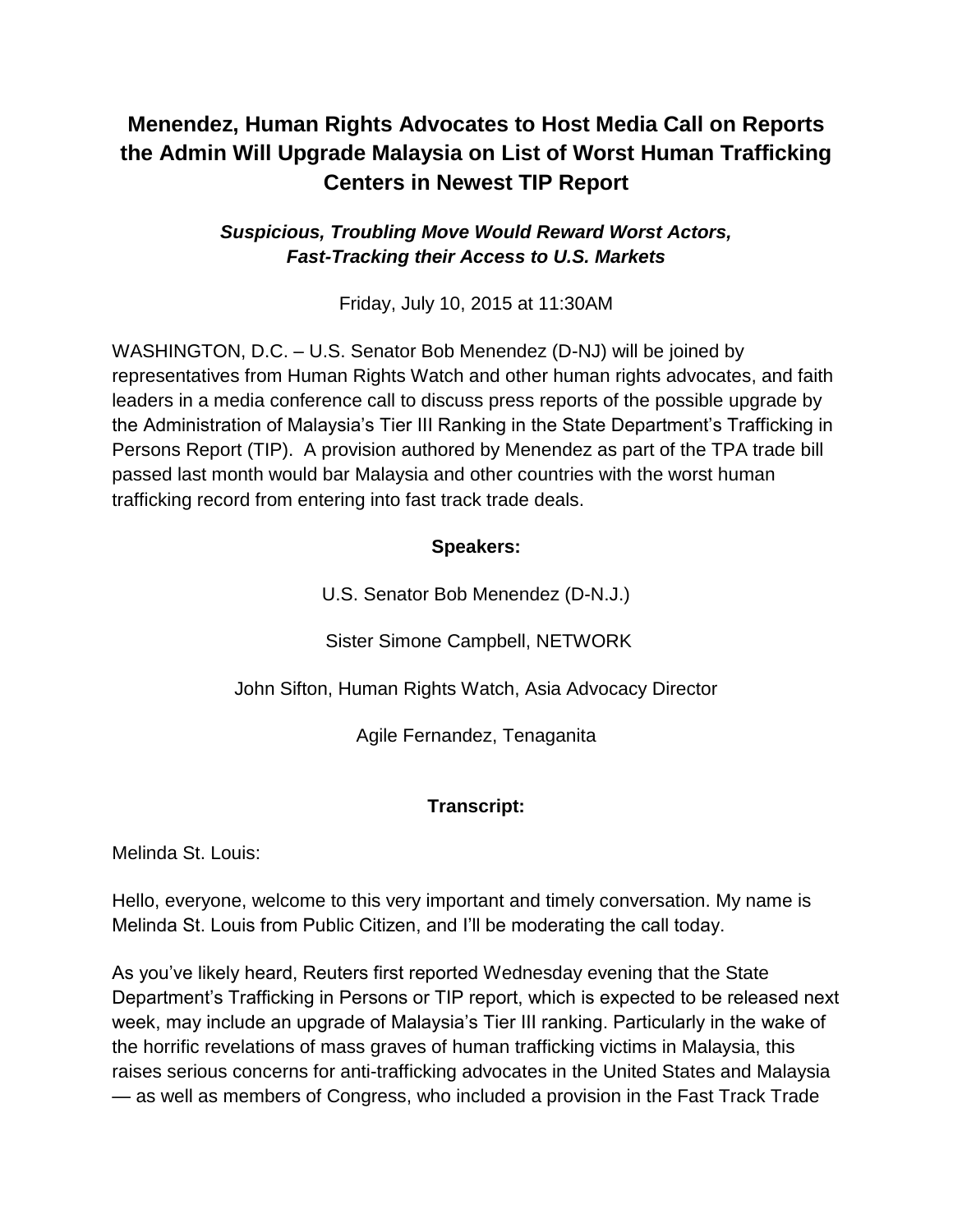# Menendez, Human Rights Advocates to Host Media Call on Reports the Admin Will Upgrade Malaysia on List of Worst Human Trafficking Centers in Newest TIP Report

### *Suspicious, Troubling Move Would Reward Worst Actors, Fast-Tracking their Access to U.S. Markets*

Friday, July 10, 2015 at 11:30AM

WASHINGTON, D.C. – U.S. Senator Bob Menendez (D-NJ) will be joined by representatives from Human Rights Watch and other human rights advocates, and faith leaders in a media conference call to discuss press reports of the possible upgrade by the Administration of Malaysia's Tier III Ranking in the State Department's Trafficking in Persons Report (TIP). A provision authored by Menendez as part of the TPA trade bill passed last month would bar Malaysia and other countries with the worst human trafficking record from entering into fast track trade deals.

**Speakers:**

U.S. Senator Bob Menendez (D-N.J.)

Sister Simone Campbell, NETWORK

John Sifton, Human Rights Watch, Asia Advocacy Director

Agile Fernandez, Tenaganita

**Transcript:**

Melinda St. Louis:

Hello, everyone, welcome to this very important and timely conversation. My name is Melinda St. Louis from Public Citizen, and I'll be moderating the call today.

As you've likely heard, Reuters first reported Wednesday evening that the State Department's Trafficking in Persons or TIP report, which is expected to be released next week, may include an upgrade of Malaysia's Tier III ranking. Particularly in the wake of the horrific revelations of mass graves of human trafficking victims in Malaysia, this raises serious concerns for anti-trafficking advocates in the United States and Malaysia — as well as members of Congress, who included a provision in the Fast Track Trade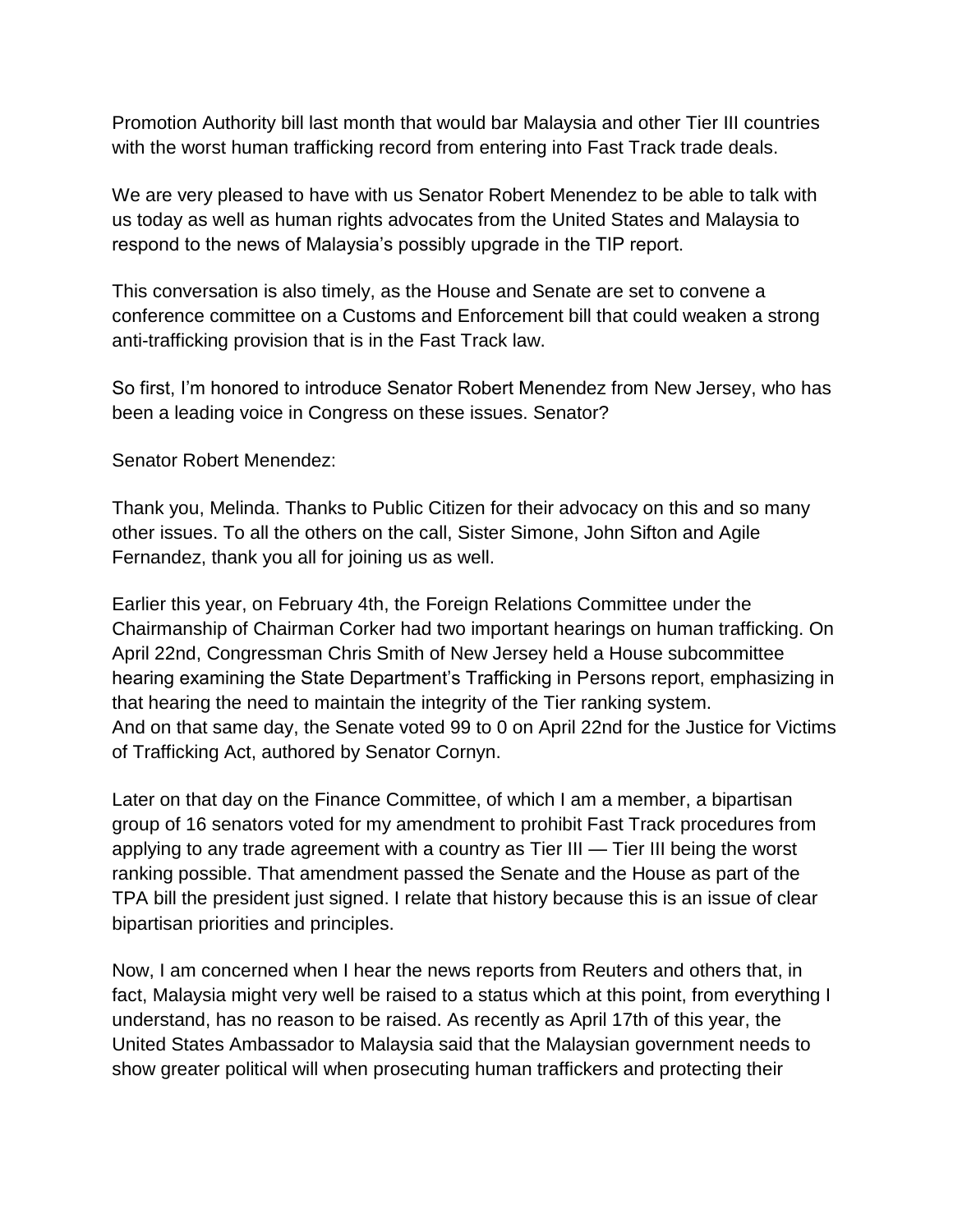Promotion Authority bill last month that would bar Malaysia and other Tier III countries with the worst human trafficking record from entering into Fast Track trade deals.

We are very pleased to have with us Senator Robert Menendez to be able to talk with us today as well as human rights advocates from the United States and Malaysia to respond to the news of Malaysia's possibly upgrade in the TIP report.

This conversation is also timely, as the House and Senate are set to convene a conference committee on a Customs and Enforcement bill that could weaken a strong anti-trafficking provision that is in the Fast Track law.

So first, I'm honored to introduce Senator Robert Menendez from New Jersey, who has been a leading voice in Congress on these issues. Senator?

Senator Robert Menendez:

Thank you, Melinda. Thanks to Public Citizen for their advocacy on this and so many other issues. To all the others on the call, Sister Simone, John Sifton and Agile Fernandez, thank you all for joining us as well.

Earlier this year, on February 4th, the Foreign Relations Committee under the Chairmanship of Chairman Corker had two important hearings on human trafficking. On April 22nd, Congressman Chris Smith of New Jersey held a House subcommittee hearing examining the State Department's Trafficking in Persons report, emphasizing in that hearing the need to maintain the integrity of the Tier ranking system.
And on that same day, the Senate voted 99 to 0 on April 22nd for the Justice for Victims of Trafficking Act, authored by Senator Cornyn.

Later on that day on the Finance Committee, of which I am a member, a bipartisan group of 16 senators voted for my amendment to prohibit Fast Track procedures from applying to any trade agreement with a country as Tier III — Tier III being the worst ranking possible. That amendment passed the Senate and the House as part of the TPA bill the president just signed. I relate that history because this is an issue of clear bipartisan priorities and principles.

Now, I am concerned when I hear the news reports from Reuters and others that, in fact, Malaysia might very well be raised to a status which at this point, from everything I understand, has no reason to be raised. As recently as April 17th of this year, the United States Ambassador to Malaysia said that the Malaysian government needs to show greater political will when prosecuting human traffickers and protecting their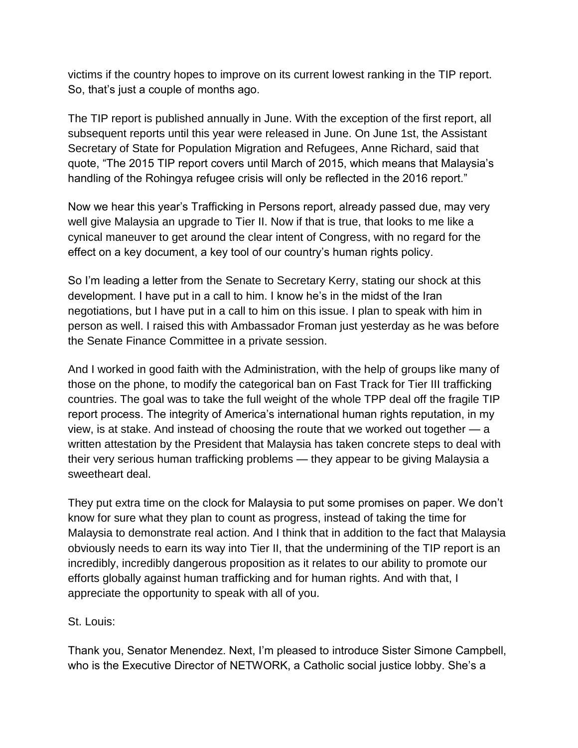victims if the country hopes to improve on its current lowest ranking in the TIP report. So, that's just a couple of months ago.

The TIP report is published annually in June. With the exception of the first report, all subsequent reports until this year were released in June. On June 1st, the Assistant Secretary of State for Population Migration and Refugees, Anne Richard, said that quote, "The 2015 TIP report covers until March of 2015, which means that Malaysia's handling of the Rohingya refugee crisis will only be reflected in the 2016 report."

Now we hear this year's Trafficking in Persons report, already passed due, may very well give Malaysia an upgrade to Tier II. Now if that is true, that looks to me like a cynical maneuver to get around the clear intent of Congress, with no regard for the effect on a key document, a key tool of our country's human rights policy.

So I'm leading a letter from the Senate to Secretary Kerry, stating our shock at this development. I have put in a call to him. I know he's in the midst of the Iran negotiations, but I have put in a call to him on this issue. I plan to speak with him in person as well. I raised this with Ambassador Froman just yesterday as he was before the Senate Finance Committee in a private session.

And I worked in good faith with the Administration, with the help of groups like many of those on the phone, to modify the categorical ban on Fast Track for Tier III trafficking countries. The goal was to take the full weight of the whole TPP deal off the fragile TIP report process. The integrity of America's international human rights reputation, in my view, is at stake. And instead of choosing the route that we worked out together — a written attestation by the President that Malaysia has taken concrete steps to deal with their very serious human trafficking problems — they appear to be giving Malaysia a sweetheart deal.

They put extra time on the clock for Malaysia to put some promises on paper. We don't know for sure what they plan to count as progress, instead of taking the time for Malaysia to demonstrate real action. And I think that in addition to the fact that Malaysia obviously needs to earn its way into Tier II, that the undermining of the TIP report is an incredibly, incredibly dangerous proposition as it relates to our ability to promote our efforts globally against human trafficking and for human rights. And with that, I appreciate the opportunity to speak with all of you.

St. Louis:

Thank you, Senator Menendez. Next, I'm pleased to introduce Sister Simone Campbell, who is the Executive Director of NETWORK, a Catholic social justice lobby. She's a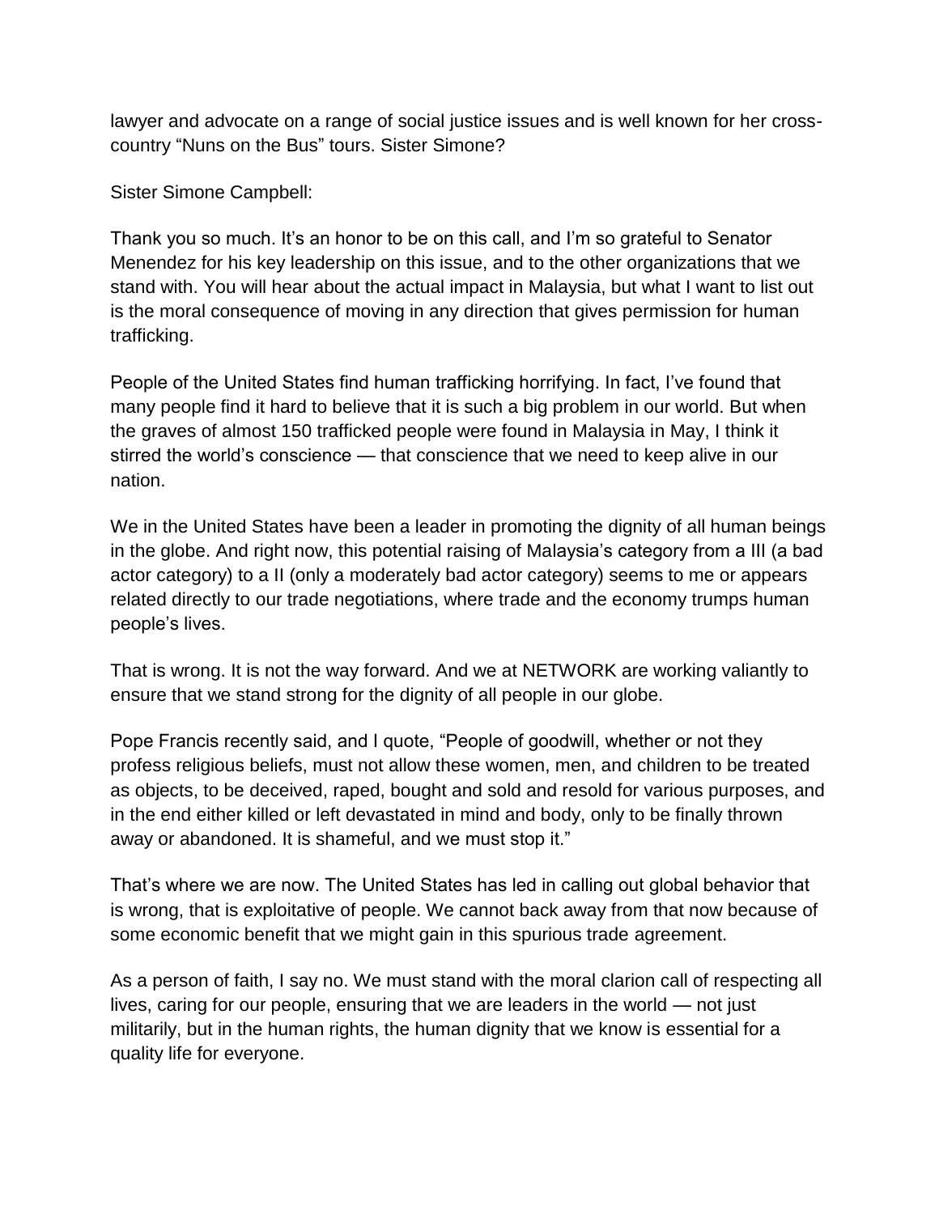lawyer and advocate on a range of social justice issues and is well known for her cross-country "Nuns on the Bus" tours. Sister Simone?

Sister Simone Campbell:

Thank you so much. It's an honor to be on this call, and I'm so grateful to Senator Menendez for his key leadership on this issue, and to the other organizations that we stand with. You will hear about the actual impact in Malaysia, but what I want to list out is the moral consequence of moving in any direction that gives permission for human trafficking.

People of the United States find human trafficking horrifying. In fact, I've found that many people find it hard to believe that it is such a big problem in our world. But when the graves of almost 150 trafficked people were found in Malaysia in May, I think it stirred the world's conscience — that conscience that we need to keep alive in our nation.

We in the United States have been a leader in promoting the dignity of all human beings in the globe. And right now, this potential raising of Malaysia's category from a III (a bad actor category) to a II (only a moderately bad actor category) seems to me or appears related directly to our trade negotiations, where trade and the economy trumps human people's lives.

That is wrong. It is not the way forward. And we at NETWORK are working valiantly to ensure that we stand strong for the dignity of all people in our globe.

Pope Francis recently said, and I quote, "People of goodwill, whether or not they profess religious beliefs, must not allow these women, men, and children to be treated as objects, to be deceived, raped, bought and sold and resold for various purposes, and in the end either killed or left devastated in mind and body, only to be finally thrown away or abandoned. It is shameful, and we must stop it."

That's where we are now. The United States has led in calling out global behavior that is wrong, that is exploitative of people. We cannot back away from that now because of some economic benefit that we might gain in this spurious trade agreement.

As a person of faith, I say no. We must stand with the moral clarion call of respecting all lives, caring for our people, ensuring that we are leaders in the world — not just militarily, but in the human rights, the human dignity that we know is essential for a quality life for everyone.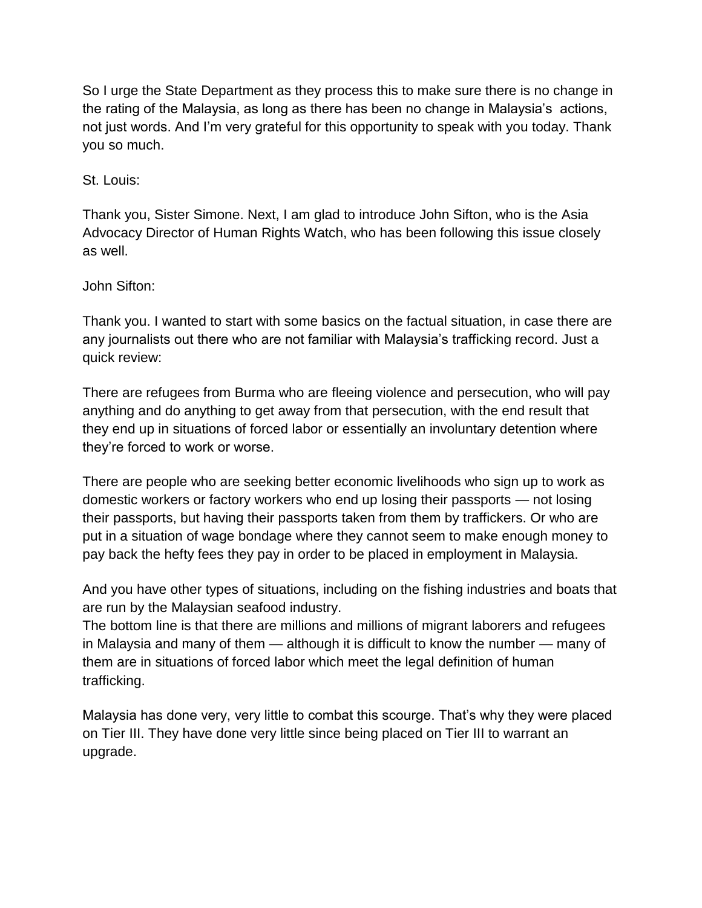So I urge the State Department as they process this to make sure there is no change in the rating of the Malaysia, as long as there has been no change in Malaysia's actions, not just words. And I'm very grateful for this opportunity to speak with you today. Thank you so much.

St. Louis:

Thank you, Sister Simone. Next, I am glad to introduce John Sifton, who is the Asia Advocacy Director of Human Rights Watch, who has been following this issue closely as well.

John Sifton:

Thank you. I wanted to start with some basics on the factual situation, in case there are any journalists out there who are not familiar with Malaysia's trafficking record. Just a quick review:

There are refugees from Burma who are fleeing violence and persecution, who will pay anything and do anything to get away from that persecution, with the end result that they end up in situations of forced labor or essentially an involuntary detention where they're forced to work or worse.

There are people who are seeking better economic livelihoods who sign up to work as domestic workers or factory workers who end up losing their passports — not losing their passports, but having their passports taken from them by traffickers. Or who are put in a situation of wage bondage where they cannot seem to make enough money to pay back the hefty fees they pay in order to be placed in employment in Malaysia.

And you have other types of situations, including on the fishing industries and boats that are run by the Malaysian seafood industry.

The bottom line is that there are millions and millions of migrant laborers and refugees in Malaysia and many of them — although it is difficult to know the number — many of them are in situations of forced labor which meet the legal definition of human trafficking.

Malaysia has done very, very little to combat this scourge. That's why they were placed on Tier III. They have done very little since being placed on Tier III to warrant an upgrade.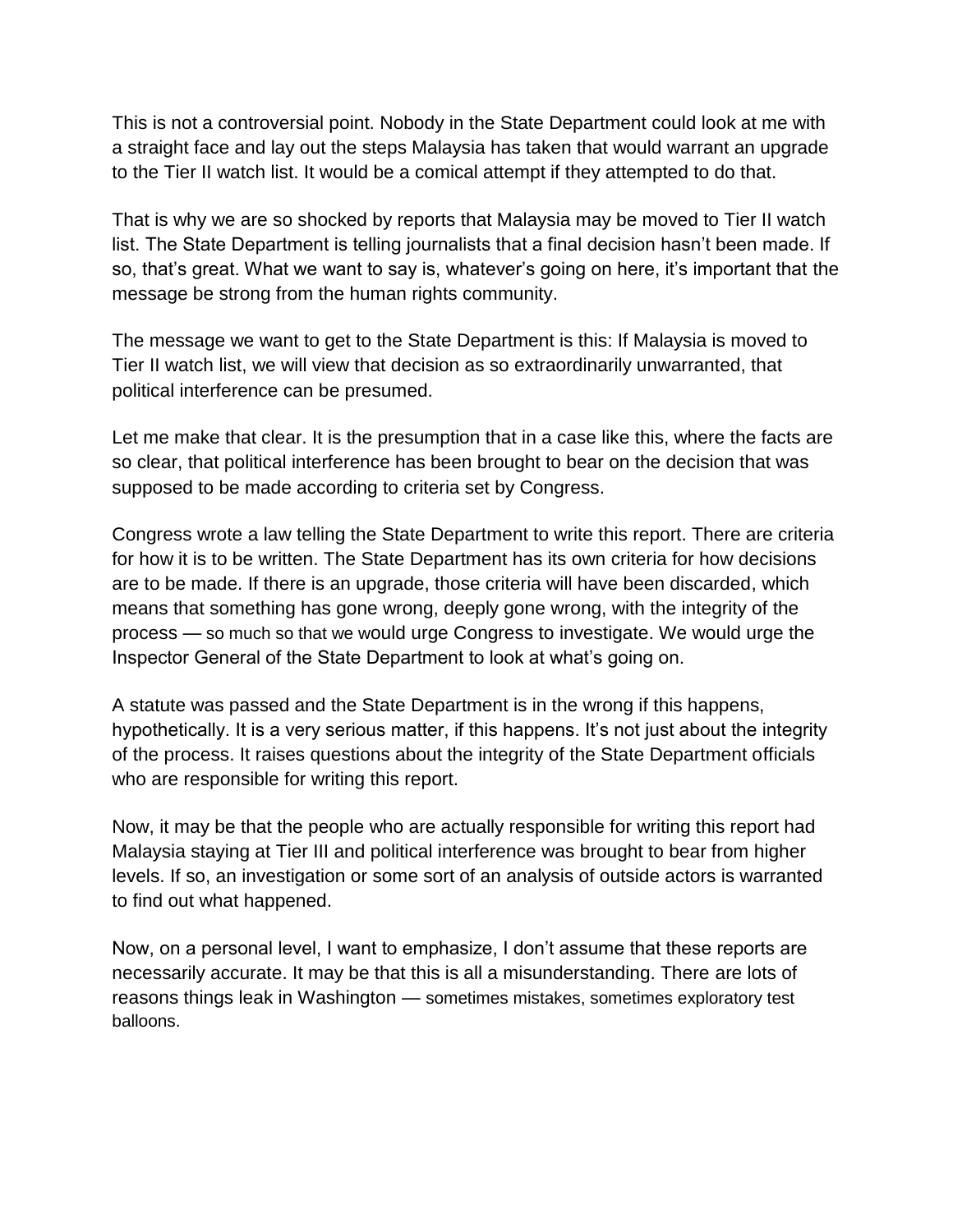This is not a controversial point. Nobody in the State Department could look at me with a straight face and lay out the steps Malaysia has taken that would warrant an upgrade to the Tier II watch list. It would be a comical attempt if they attempted to do that.

That is why we are so shocked by reports that Malaysia may be moved to Tier II watch list. The State Department is telling journalists that a final decision hasn't been made. If so, that's great. What we want to say is, whatever's going on here, it's important that the message be strong from the human rights community.

The message we want to get to the State Department is this: If Malaysia is moved to Tier II watch list, we will view that decision as so extraordinarily unwarranted, that political interference can be presumed.

Let me make that clear. It is the presumption that in a case like this, where the facts are so clear, that political interference has been brought to bear on the decision that was supposed to be made according to criteria set by Congress.

Congress wrote a law telling the State Department to write this report. There are criteria for how it is to be written. The State Department has its own criteria for how decisions are to be made. If there is an upgrade, those criteria will have been discarded, which means that something has gone wrong, deeply gone wrong, with the integrity of the process — so much so that we would urge Congress to investigate. We would urge the Inspector General of the State Department to look at what's going on.

A statute was passed and the State Department is in the wrong if this happens, hypothetically. It is a very serious matter, if this happens. It's not just about the integrity of the process. It raises questions about the integrity of the State Department officials who are responsible for writing this report.

Now, it may be that the people who are actually responsible for writing this report had Malaysia staying at Tier III and political interference was brought to bear from higher levels. If so, an investigation or some sort of an analysis of outside actors is warranted to find out what happened.

Now, on a personal level, I want to emphasize, I don't assume that these reports are necessarily accurate. It may be that this is all a misunderstanding. There are lots of reasons things leak in Washington — sometimes mistakes, sometimes exploratory test balloons.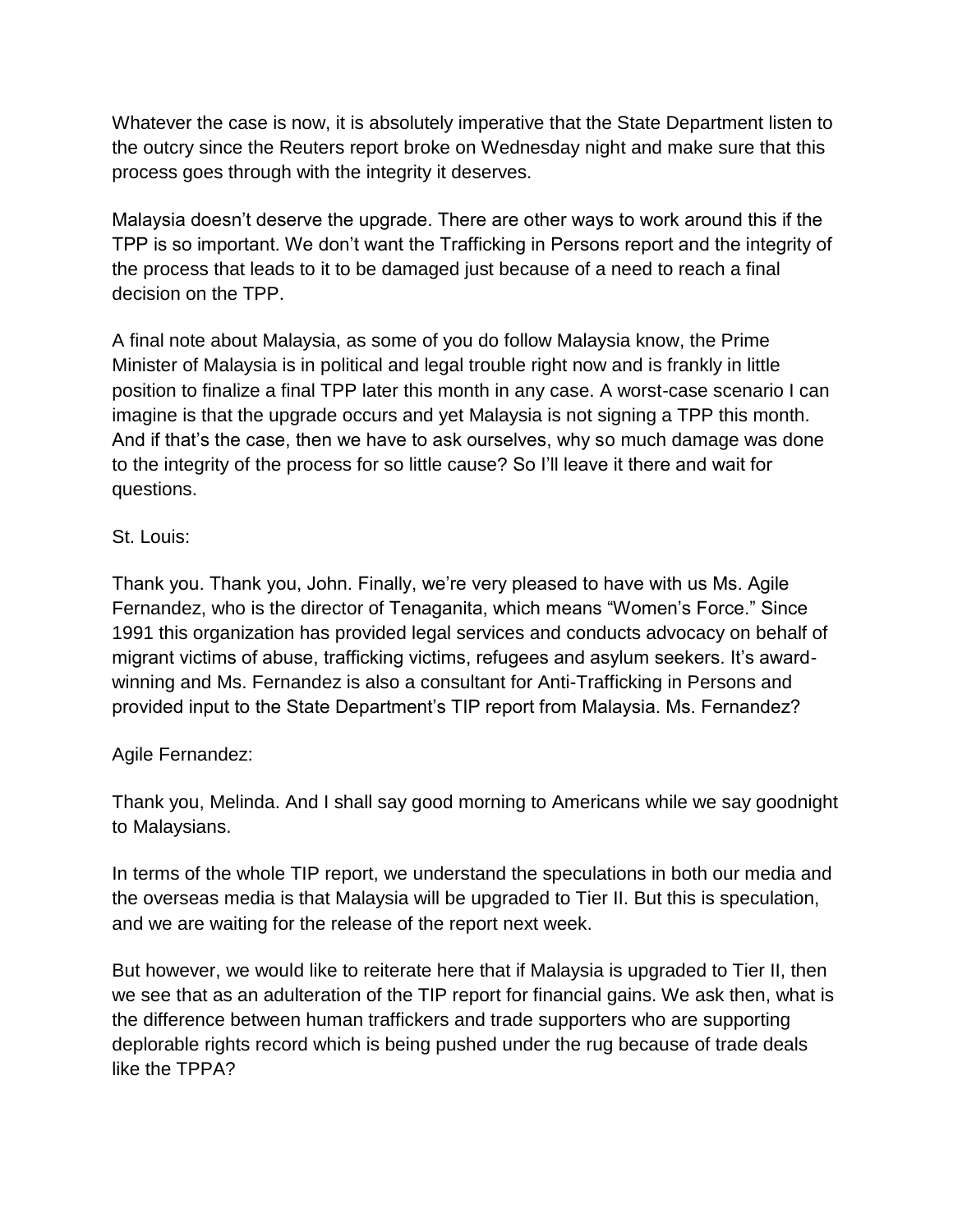Whatever the case is now, it is absolutely imperative that the State Department listen to the outcry since the Reuters report broke on Wednesday night and make sure that this process goes through with the integrity it deserves.

Malaysia doesn't deserve the upgrade. There are other ways to work around this if the TPP is so important. We don't want the Trafficking in Persons report and the integrity of the process that leads to it to be damaged just because of a need to reach a final decision on the TPP.

A final note about Malaysia, as some of you do follow Malaysia know, the Prime Minister of Malaysia is in political and legal trouble right now and is frankly in little position to finalize a final TPP later this month in any case. A worst-case scenario I can imagine is that the upgrade occurs and yet Malaysia is not signing a TPP this month. And if that's the case, then we have to ask ourselves, why so much damage was done to the integrity of the process for so little cause? So I'll leave it there and wait for questions.

St. Louis:

Thank you. Thank you, John. Finally, we're very pleased to have with us Ms. Agile Fernandez, who is the director of Tenaganita, which means "Women's Force." Since 1991 this organization has provided legal services and conducts advocacy on behalf of migrant victims of abuse, trafficking victims, refugees and asylum seekers. It's award-winning and Ms. Fernandez is also a consultant for Anti-Trafficking in Persons and provided input to the State Department's TIP report from Malaysia. Ms. Fernandez?

Agile Fernandez:

Thank you, Melinda. And I shall say good morning to Americans while we say goodnight to Malaysians.

In terms of the whole TIP report, we understand the speculations in both our media and the overseas media is that Malaysia will be upgraded to Tier II. But this is speculation, and we are waiting for the release of the report next week.

But however, we would like to reiterate here that if Malaysia is upgraded to Tier II, then we see that as an adulteration of the TIP report for financial gains. We ask then, what is the difference between human traffickers and trade supporters who are supporting deplorable rights record which is being pushed under the rug because of trade deals like the TPPA?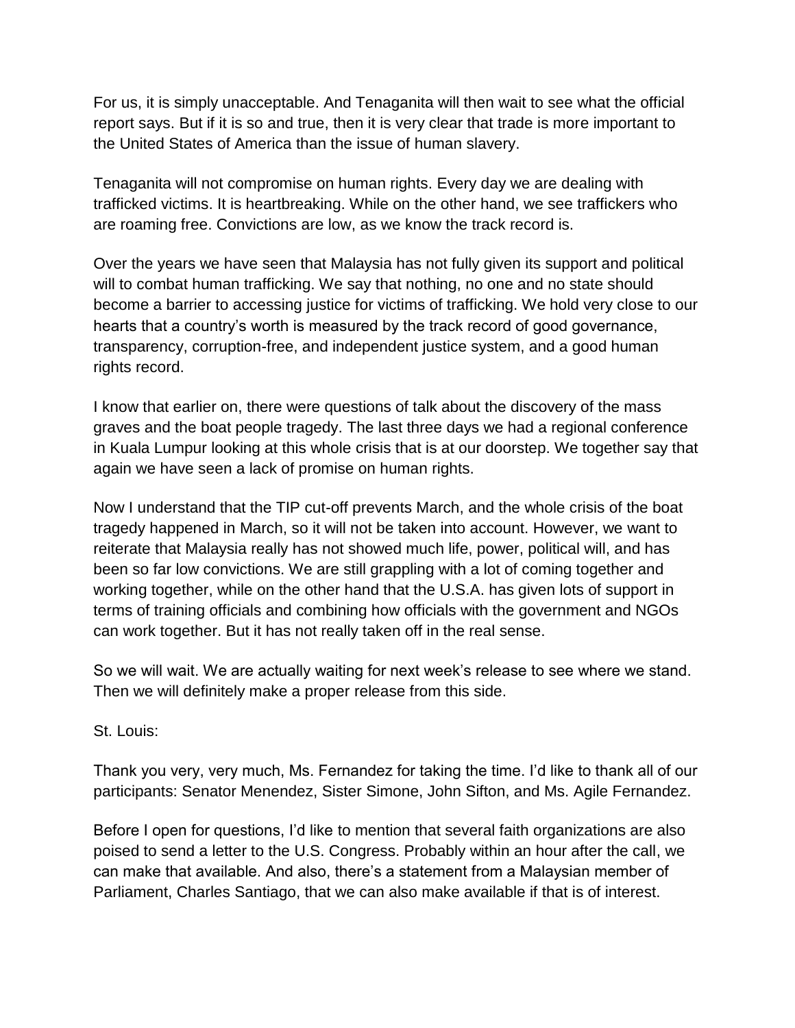For us, it is simply unacceptable. And Tenaganita will then wait to see what the official report says. But if it is so and true, then it is very clear that trade is more important to the United States of America than the issue of human slavery.

Tenaganita will not compromise on human rights. Every day we are dealing with trafficked victims. It is heartbreaking. While on the other hand, we see traffickers who are roaming free. Convictions are low, as we know the track record is.

Over the years we have seen that Malaysia has not fully given its support and political will to combat human trafficking. We say that nothing, no one and no state should become a barrier to accessing justice for victims of trafficking. We hold very close to our hearts that a country's worth is measured by the track record of good governance, transparency, corruption-free, and independent justice system, and a good human rights record.

I know that earlier on, there were questions of talk about the discovery of the mass graves and the boat people tragedy. The last three days we had a regional conference in Kuala Lumpur looking at this whole crisis that is at our doorstep. We together say that again we have seen a lack of promise on human rights.

Now I understand that the TIP cut-off prevents March, and the whole crisis of the boat tragedy happened in March, so it will not be taken into account. However, we want to reiterate that Malaysia really has not showed much life, power, political will, and has been so far low convictions. We are still grappling with a lot of coming together and working together, while on the other hand that the U.S.A. has given lots of support in terms of training officials and combining how officials with the government and NGOs can work together. But it has not really taken off in the real sense.

So we will wait. We are actually waiting for next week's release to see where we stand. Then we will definitely make a proper release from this side.

St. Louis:

Thank you very, very much, Ms. Fernandez for taking the time. I'd like to thank all of our participants: Senator Menendez, Sister Simone, John Sifton, and Ms. Agile Fernandez.

Before I open for questions, I'd like to mention that several faith organizations are also poised to send a letter to the U.S. Congress. Probably within an hour after the call, we can make that available. And also, there's a statement from a Malaysian member of Parliament, Charles Santiago, that we can also make available if that is of interest.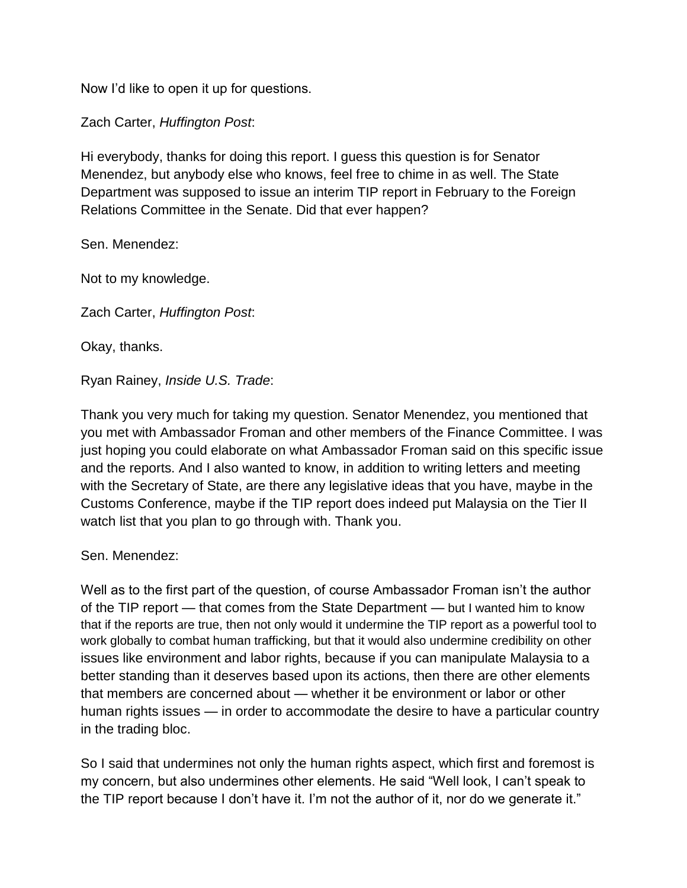Now I'd like to open it up for questions.

Zach Carter, *Huffington Post*:

Hi everybody, thanks for doing this report. I guess this question is for Senator Menendez, but anybody else who knows, feel free to chime in as well. The State Department was supposed to issue an interim TIP report in February to the Foreign Relations Committee in the Senate. Did that ever happen?

Sen. Menendez:

Not to my knowledge.

Zach Carter, *Huffington Post*:

Okay, thanks.

Ryan Rainey, *Inside U.S. Trade*:

Thank you very much for taking my question. Senator Menendez, you mentioned that you met with Ambassador Froman and other members of the Finance Committee. I was just hoping you could elaborate on what Ambassador Froman said on this specific issue and the reports. And I also wanted to know, in addition to writing letters and meeting with the Secretary of State, are there any legislative ideas that you have, maybe in the Customs Conference, maybe if the TIP report does indeed put Malaysia on the Tier II watch list that you plan to go through with. Thank you.

Sen. Menendez:

Well as to the first part of the question, of course Ambassador Froman isn't the author of the TIP report — that comes from the State Department — but I wanted him to know that if the reports are true, then not only would it undermine the TIP report as a powerful tool to work globally to combat human trafficking, but that it would also undermine credibility on other issues like environment and labor rights, because if you can manipulate Malaysia to a better standing than it deserves based upon its actions, then there are other elements that members are concerned about — whether it be environment or labor or other human rights issues — in order to accommodate the desire to have a particular country in the trading bloc.

So I said that undermines not only the human rights aspect, which first and foremost is my concern, but also undermines other elements. He said "Well look, I can't speak to the TIP report because I don't have it. I'm not the author of it, nor do we generate it."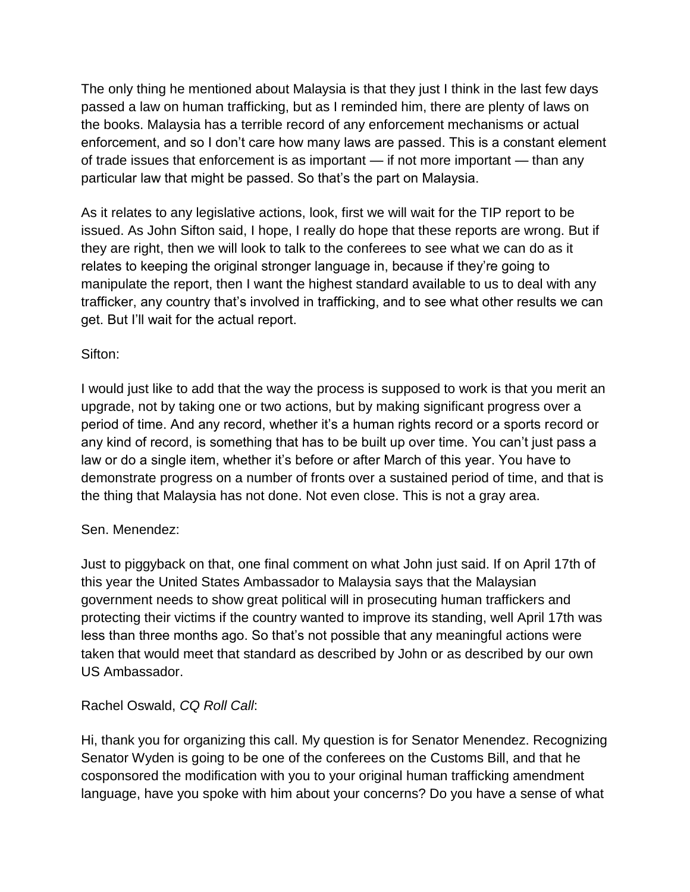The only thing he mentioned about Malaysia is that they just I think in the last few days passed a law on human trafficking, but as I reminded him, there are plenty of laws on the books. Malaysia has a terrible record of any enforcement mechanisms or actual enforcement, and so I don't care how many laws are passed. This is a constant element of trade issues that enforcement is as important — if not more important — than any particular law that might be passed. So that's the part on Malaysia.

As it relates to any legislative actions, look, first we will wait for the TIP report to be issued. As John Sifton said, I hope, I really do hope that these reports are wrong. But if they are right, then we will look to talk to the conferees to see what we can do as it relates to keeping the original stronger language in, because if they're going to manipulate the report, then I want the highest standard available to us to deal with any trafficker, any country that's involved in trafficking, and to see what other results we can get. But I'll wait for the actual report.

Sifton:

I would just like to add that the way the process is supposed to work is that you merit an upgrade, not by taking one or two actions, but by making significant progress over a period of time. And any record, whether it's a human rights record or a sports record or any kind of record, is something that has to be built up over time. You can't just pass a law or do a single item, whether it's before or after March of this year. You have to demonstrate progress on a number of fronts over a sustained period of time, and that is the thing that Malaysia has not done. Not even close. This is not a gray area.

Sen. Menendez:

Just to piggyback on that, one final comment on what John just said. If on April 17th of this year the United States Ambassador to Malaysia says that the Malaysian government needs to show great political will in prosecuting human traffickers and protecting their victims if the country wanted to improve its standing, well April 17th was less than three months ago. So that's not possible that any meaningful actions were taken that would meet that standard as described by John or as described by our own US Ambassador.

Rachel Oswald, *CQ Roll Call*:

Hi, thank you for organizing this call. My question is for Senator Menendez. Recognizing Senator Wyden is going to be one of the conferees on the Customs Bill, and that he cosponsored the modification with you to your original human trafficking amendment language, have you spoke with him about your concerns? Do you have a sense of what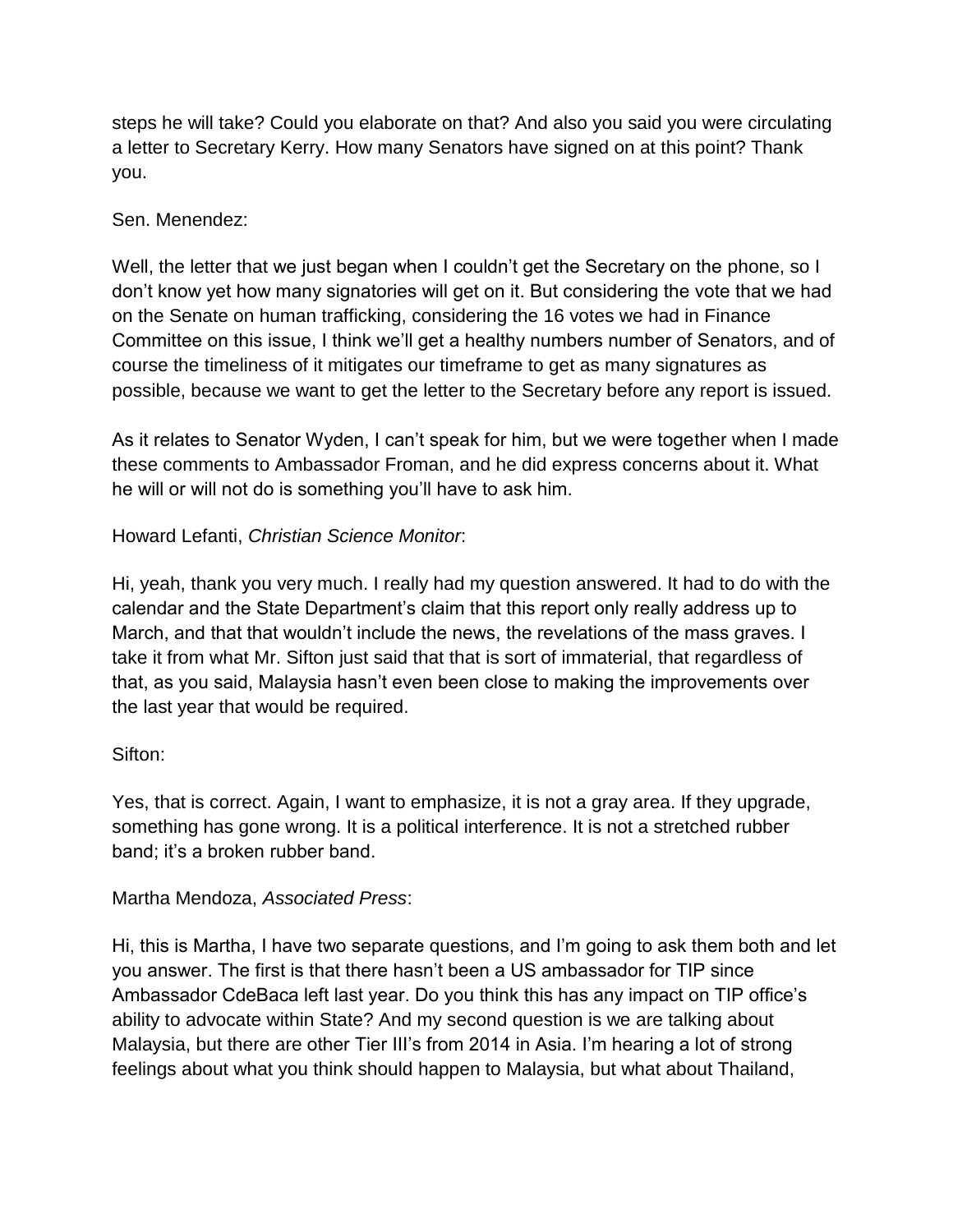steps he will take? Could you elaborate on that? And also you said you were circulating a letter to Secretary Kerry. How many Senators have signed on at this point? Thank you.

Sen. Menendez:

Well, the letter that we just began when I couldn't get the Secretary on the phone, so I don't know yet how many signatories will get on it. But considering the vote that we had on the Senate on human trafficking, considering the 16 votes we had in Finance Committee on this issue, I think we'll get a healthy numbers number of Senators, and of course the timeliness of it mitigates our timeframe to get as many signatures as possible, because we want to get the letter to the Secretary before any report is issued.

As it relates to Senator Wyden, I can't speak for him, but we were together when I made these comments to Ambassador Froman, and he did express concerns about it. What he will or will not do is something you'll have to ask him.

Howard Lefanti, *Christian Science Monitor*:

Hi, yeah, thank you very much. I really had my question answered. It had to do with the calendar and the State Department's claim that this report only really address up to March, and that that wouldn't include the news, the revelations of the mass graves. I take it from what Mr. Sifton just said that that is sort of immaterial, that regardless of that, as you said, Malaysia hasn't even been close to making the improvements over the last year that would be required.

Sifton:

Yes, that is correct. Again, I want to emphasize, it is not a gray area. If they upgrade, something has gone wrong. It is a political interference. It is not a stretched rubber band; it's a broken rubber band.

Martha Mendoza, *Associated Press*:

Hi, this is Martha, I have two separate questions, and I'm going to ask them both and let you answer. The first is that there hasn't been a US ambassador for TIP since Ambassador CdeBaca left last year. Do you think this has any impact on TIP office's ability to advocate within State? And my second question is we are talking about Malaysia, but there are other Tier III's from 2014 in Asia. I'm hearing a lot of strong feelings about what you think should happen to Malaysia, but what about Thailand,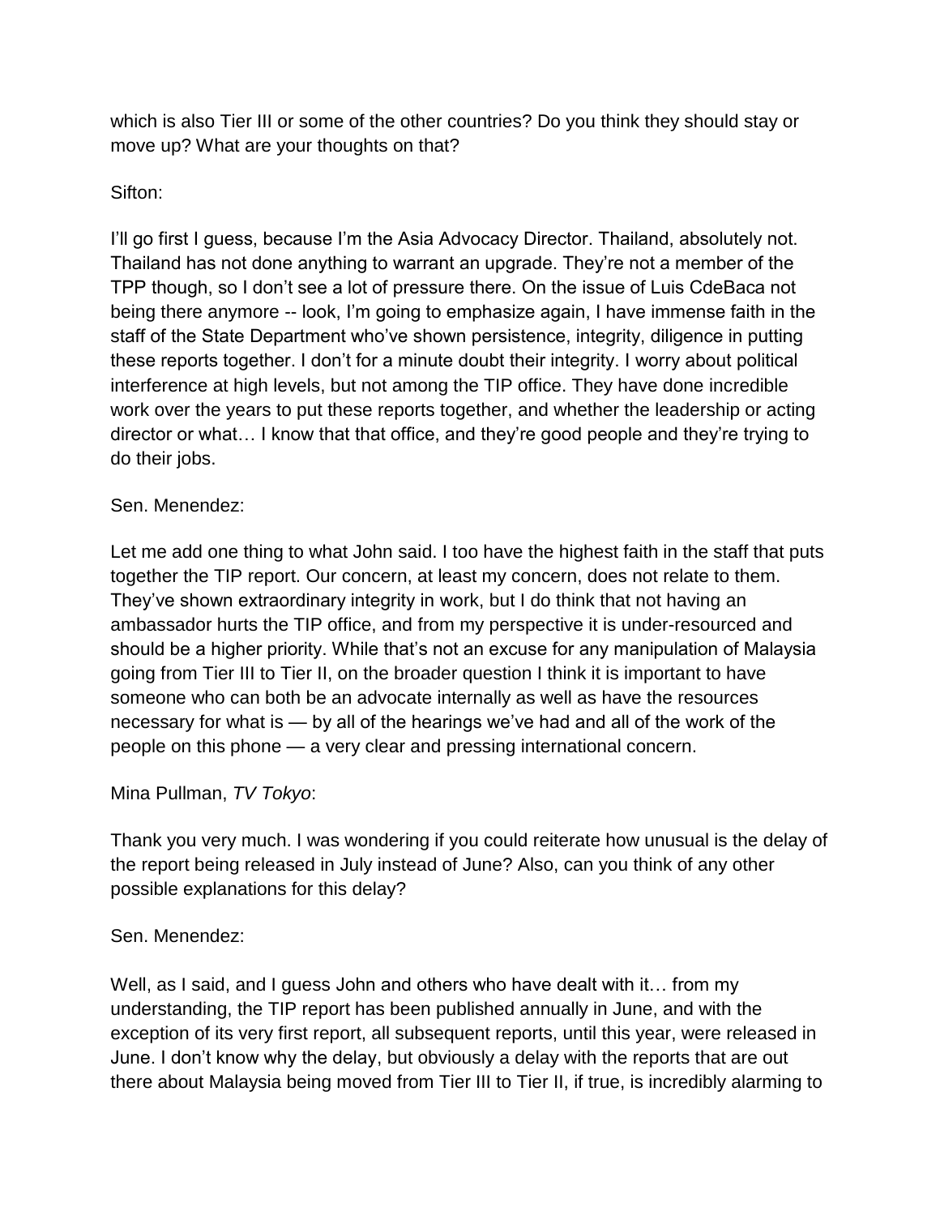which is also Tier III or some of the other countries? Do you think they should stay or move up? What are your thoughts on that?

Sifton:

I'll go first I guess, because I'm the Asia Advocacy Director. Thailand, absolutely not. Thailand has not done anything to warrant an upgrade. They're not a member of the TPP though, so I don't see a lot of pressure there. On the issue of Luis CdeBaca not being there anymore -- look, I'm going to emphasize again, I have immense faith in the staff of the State Department who've shown persistence, integrity, diligence in putting these reports together. I don't for a minute doubt their integrity. I worry about political interference at high levels, but not among the TIP office. They have done incredible work over the years to put these reports together, and whether the leadership or acting director or what… I know that that office, and they're good people and they're trying to do their jobs.

Sen. Menendez:

Let me add one thing to what John said. I too have the highest faith in the staff that puts together the TIP report. Our concern, at least my concern, does not relate to them. They've shown extraordinary integrity in work, but I do think that not having an ambassador hurts the TIP office, and from my perspective it is under-resourced and should be a higher priority. While that's not an excuse for any manipulation of Malaysia going from Tier III to Tier II, on the broader question I think it is important to have someone who can both be an advocate internally as well as have the resources necessary for what is — by all of the hearings we've had and all of the work of the people on this phone — a very clear and pressing international concern.

Mina Pullman, *TV Tokyo*:

Thank you very much. I was wondering if you could reiterate how unusual is the delay of the report being released in July instead of June? Also, can you think of any other possible explanations for this delay?

Sen. Menendez:

Well, as I said, and I guess John and others who have dealt with it… from my understanding, the TIP report has been published annually in June, and with the exception of its very first report, all subsequent reports, until this year, were released in June. I don't know why the delay, but obviously a delay with the reports that are out there about Malaysia being moved from Tier III to Tier II, if true, is incredibly alarming to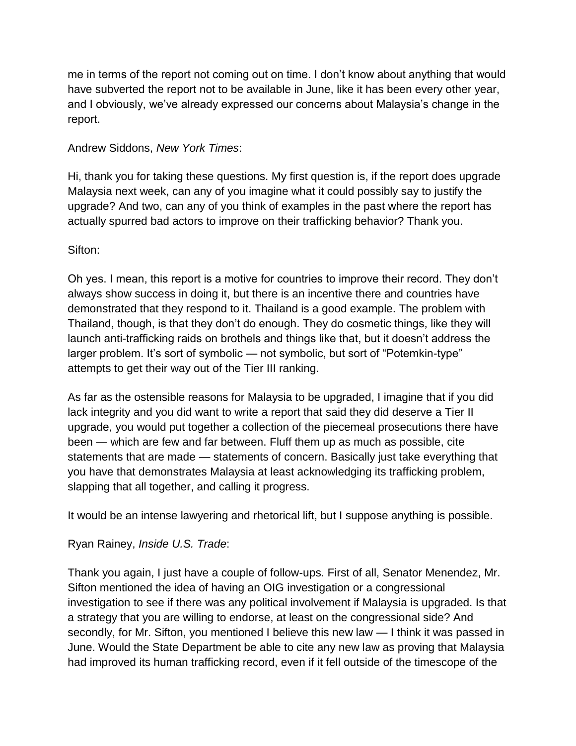me in terms of the report not coming out on time. I don't know about anything that would have subverted the report not to be available in June, like it has been every other year, and I obviously, we've already expressed our concerns about Malaysia's change in the report.

Andrew Siddons, *New York Times*:

Hi, thank you for taking these questions. My first question is, if the report does upgrade Malaysia next week, can any of you imagine what it could possibly say to justify the upgrade? And two, can any of you think of examples in the past where the report has actually spurred bad actors to improve on their trafficking behavior? Thank you.

Sifton:

Oh yes. I mean, this report is a motive for countries to improve their record. They don't always show success in doing it, but there is an incentive there and countries have demonstrated that they respond to it. Thailand is a good example. The problem with Thailand, though, is that they don't do enough. They do cosmetic things, like they will launch anti-trafficking raids on brothels and things like that, but it doesn't address the larger problem. It's sort of symbolic — not symbolic, but sort of "Potemkin-type" attempts to get their way out of the Tier III ranking.

As far as the ostensible reasons for Malaysia to be upgraded, I imagine that if you did lack integrity and you did want to write a report that said they did deserve a Tier II upgrade, you would put together a collection of the piecemeal prosecutions there have been — which are few and far between. Fluff them up as much as possible, cite statements that are made — statements of concern. Basically just take everything that you have that demonstrates Malaysia at least acknowledging its trafficking problem, slapping that all together, and calling it progress.

It would be an intense lawyering and rhetorical lift, but I suppose anything is possible.

Ryan Rainey, *Inside U.S. Trade*:

Thank you again, I just have a couple of follow-ups. First of all, Senator Menendez, Mr. Sifton mentioned the idea of having an OIG investigation or a congressional investigation to see if there was any political involvement if Malaysia is upgraded. Is that a strategy that you are willing to endorse, at least on the congressional side? And secondly, for Mr. Sifton, you mentioned I believe this new law — I think it was passed in June. Would the State Department be able to cite any new law as proving that Malaysia had improved its human trafficking record, even if it fell outside of the timescope of the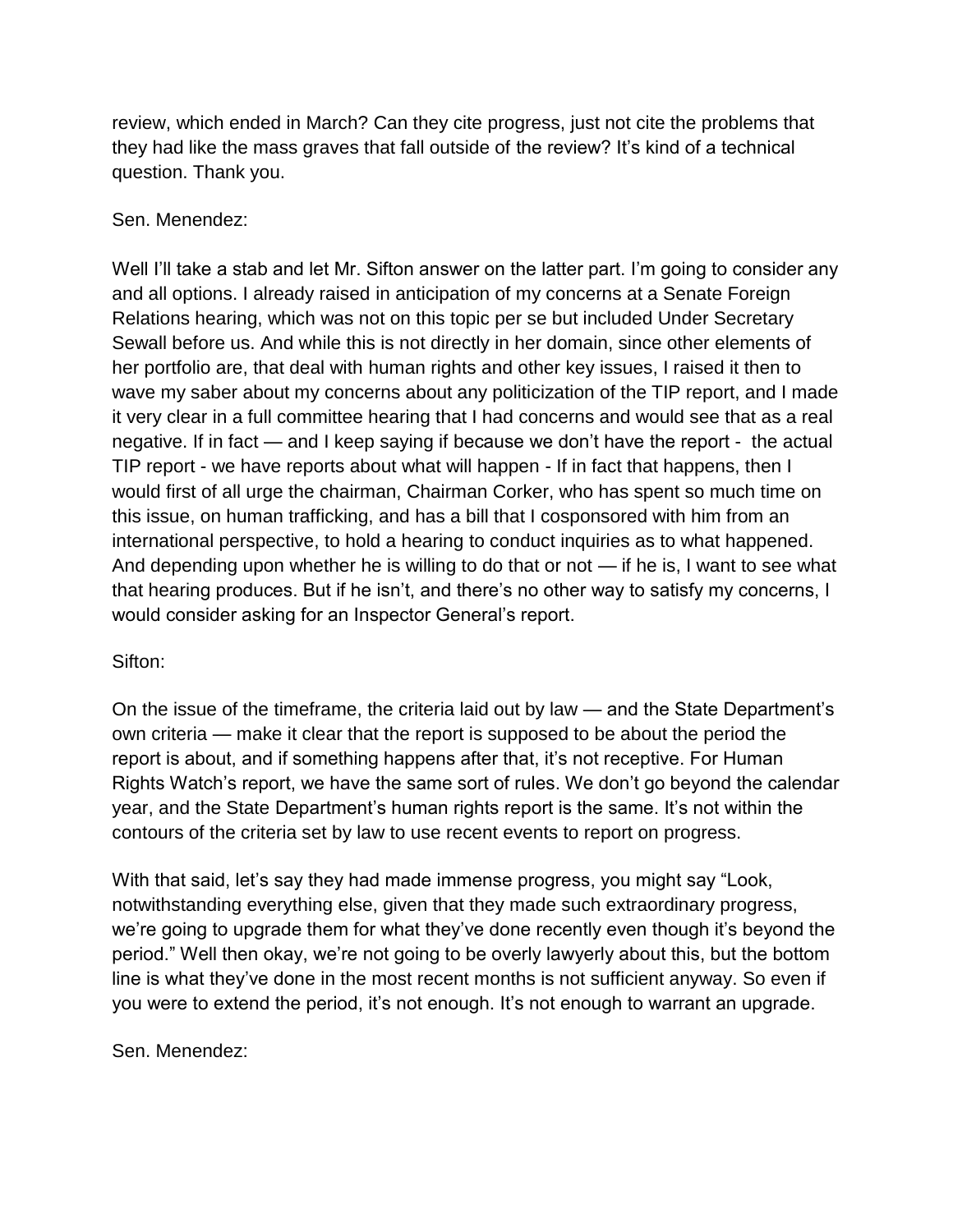review, which ended in March? Can they cite progress, just not cite the problems that they had like the mass graves that fall outside of the review? It's kind of a technical question. Thank you.

Sen. Menendez:

Well I'll take a stab and let Mr. Sifton answer on the latter part. I'm going to consider any and all options. I already raised in anticipation of my concerns at a Senate Foreign Relations hearing, which was not on this topic per se but included Under Secretary Sewall before us. And while this is not directly in her domain, since other elements of her portfolio are, that deal with human rights and other key issues, I raised it then to wave my saber about my concerns about any politicization of the TIP report, and I made it very clear in a full committee hearing that I had concerns and would see that as a real negative. If in fact — and I keep saying if because we don't have the report - the actual TIP report - we have reports about what will happen - If in fact that happens, then I would first of all urge the chairman, Chairman Corker, who has spent so much time on this issue, on human trafficking, and has a bill that I cosponsored with him from an international perspective, to hold a hearing to conduct inquiries as to what happened. And depending upon whether he is willing to do that or not — if he is, I want to see what that hearing produces. But if he isn't, and there's no other way to satisfy my concerns, I would consider asking for an Inspector General's report.

Sifton:

On the issue of the timeframe, the criteria laid out by law — and the State Department's own criteria — make it clear that the report is supposed to be about the period the report is about, and if something happens after that, it's not receptive. For Human Rights Watch's report, we have the same sort of rules. We don't go beyond the calendar year, and the State Department's human rights report is the same. It's not within the contours of the criteria set by law to use recent events to report on progress.

With that said, let's say they had made immense progress, you might say "Look, notwithstanding everything else, given that they made such extraordinary progress, we're going to upgrade them for what they've done recently even though it's beyond the period." Well then okay, we're not going to be overly lawyerly about this, but the bottom line is what they've done in the most recent months is not sufficient anyway. So even if you were to extend the period, it's not enough. It's not enough to warrant an upgrade.

Sen. Menendez: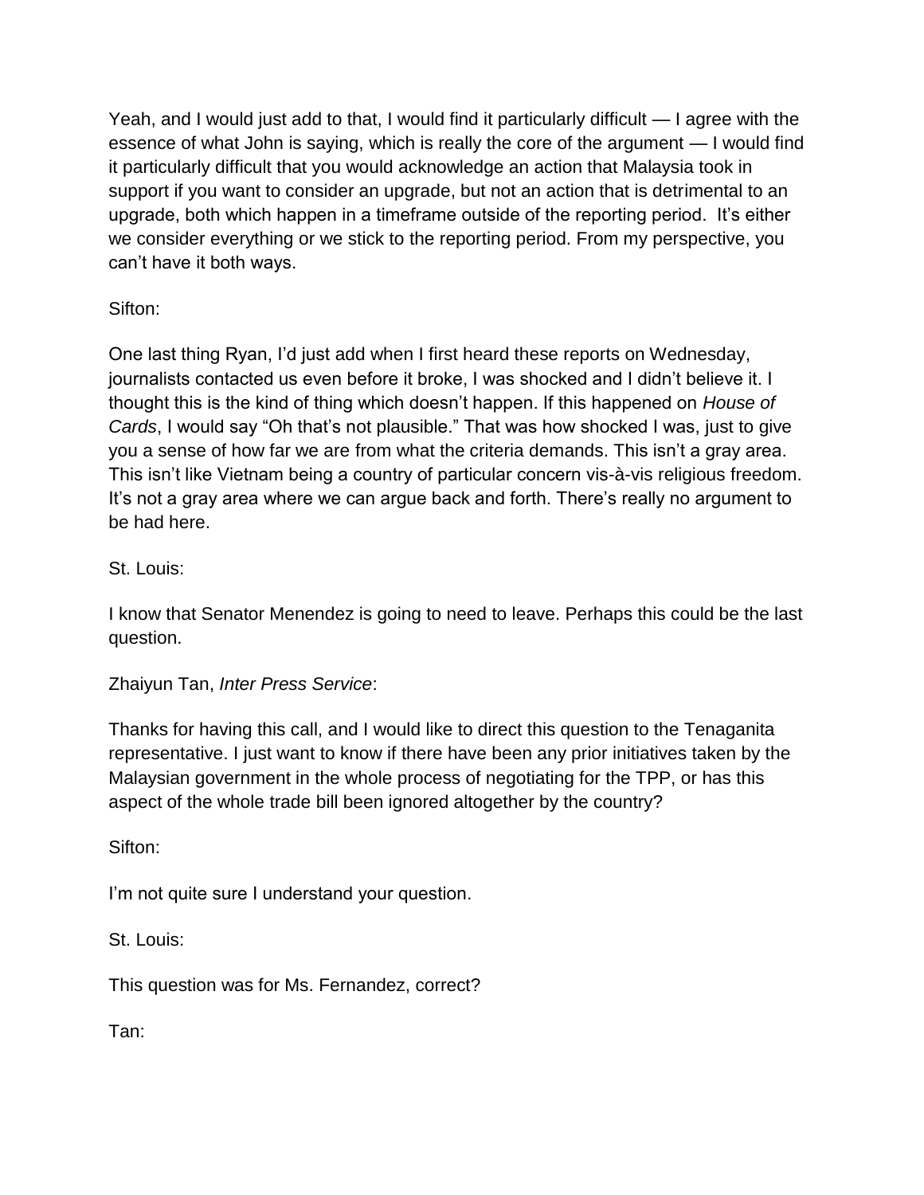Yeah, and I would just add to that, I would find it particularly difficult — I agree with the essence of what John is saying, which is really the core of the argument — I would find it particularly difficult that you would acknowledge an action that Malaysia took in support if you want to consider an upgrade, but not an action that is detrimental to an upgrade, both which happen in a timeframe outside of the reporting period. It's either we consider everything or we stick to the reporting period. From my perspective, you can't have it both ways.

Sifton:

One last thing Ryan, I'd just add when I first heard these reports on Wednesday, journalists contacted us even before it broke, I was shocked and I didn't believe it. I thought this is the kind of thing which doesn't happen. If this happened on *House of Cards*, I would say "Oh that's not plausible." That was how shocked I was, just to give you a sense of how far we are from what the criteria demands. This isn't a gray area. This isn't like Vietnam being a country of particular concern vis-à-vis religious freedom. It's not a gray area where we can argue back and forth. There's really no argument to be had here.

St. Louis:

I know that Senator Menendez is going to need to leave. Perhaps this could be the last question.

Zhaiyun Tan, *Inter Press Service*:

Thanks for having this call, and I would like to direct this question to the Tenaganita representative. I just want to know if there have been any prior initiatives taken by the Malaysian government in the whole process of negotiating for the TPP, or has this aspect of the whole trade bill been ignored altogether by the country?

Sifton:

I'm not quite sure I understand your question.

St. Louis:

This question was for Ms. Fernandez, correct?

Tan: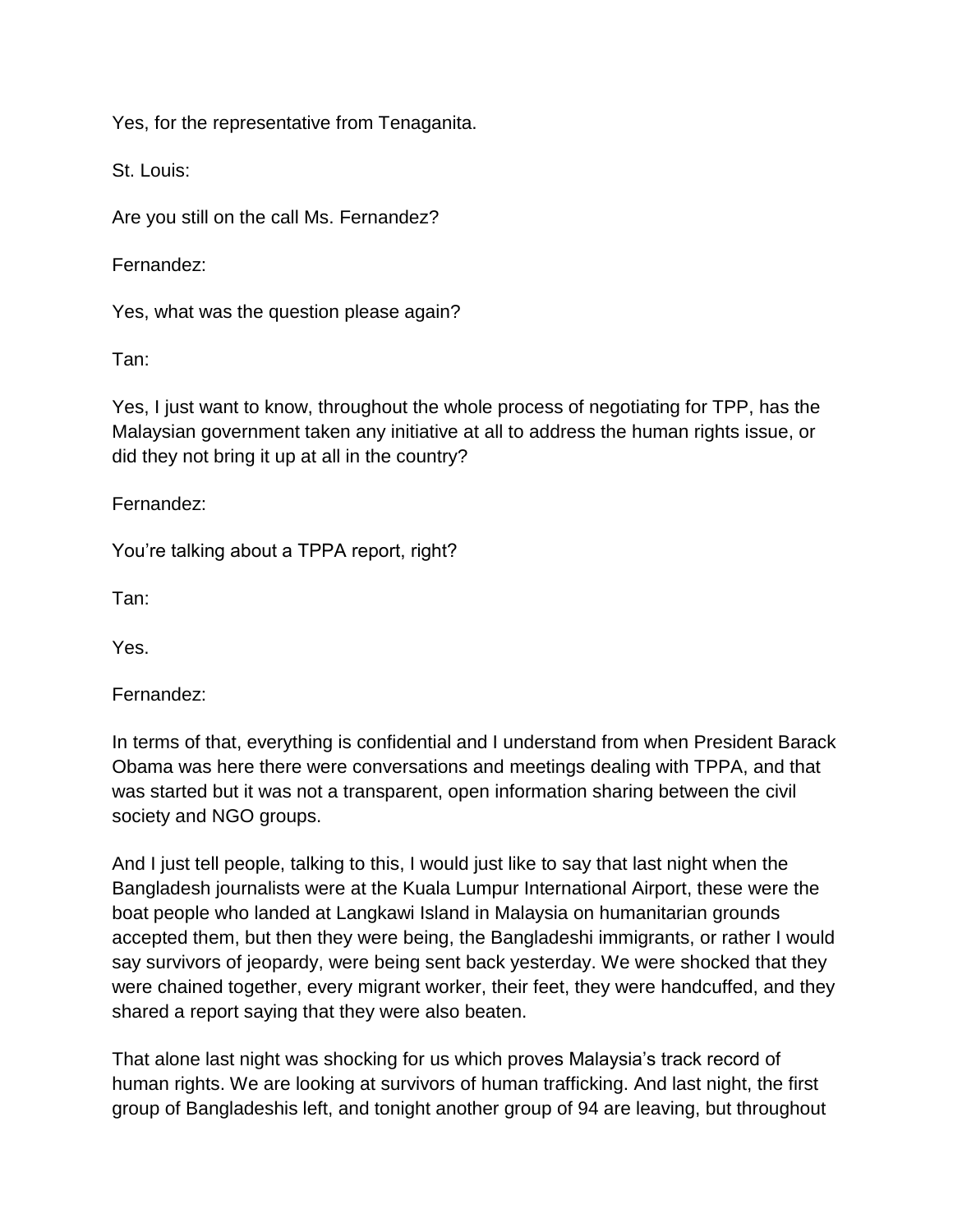Yes, for the representative from Tenaganita.

St. Louis:

Are you still on the call Ms. Fernandez?

Fernandez:

Yes, what was the question please again?

Tan:

Yes, I just want to know, throughout the whole process of negotiating for TPP, has the Malaysian government taken any initiative at all to address the human rights issue, or did they not bring it up at all in the country?

Fernandez:

You're talking about a TPPA report, right?

Tan:

Yes.

Fernandez:

In terms of that, everything is confidential and I understand from when President Barack Obama was here there were conversations and meetings dealing with TPPA, and that was started but it was not a transparent, open information sharing between the civil society and NGO groups.

And I just tell people, talking to this, I would just like to say that last night when the Bangladesh journalists were at the Kuala Lumpur International Airport, these were the boat people who landed at Langkawi Island in Malaysia on humanitarian grounds accepted them, but then they were being, the Bangladeshi immigrants, or rather I would say survivors of jeopardy, were being sent back yesterday. We were shocked that they were chained together, every migrant worker, their feet, they were handcuffed, and they shared a report saying that they were also beaten.

That alone last night was shocking for us which proves Malaysia's track record of human rights. We are looking at survivors of human trafficking. And last night, the first group of Bangladeshis left, and tonight another group of 94 are leaving, but throughout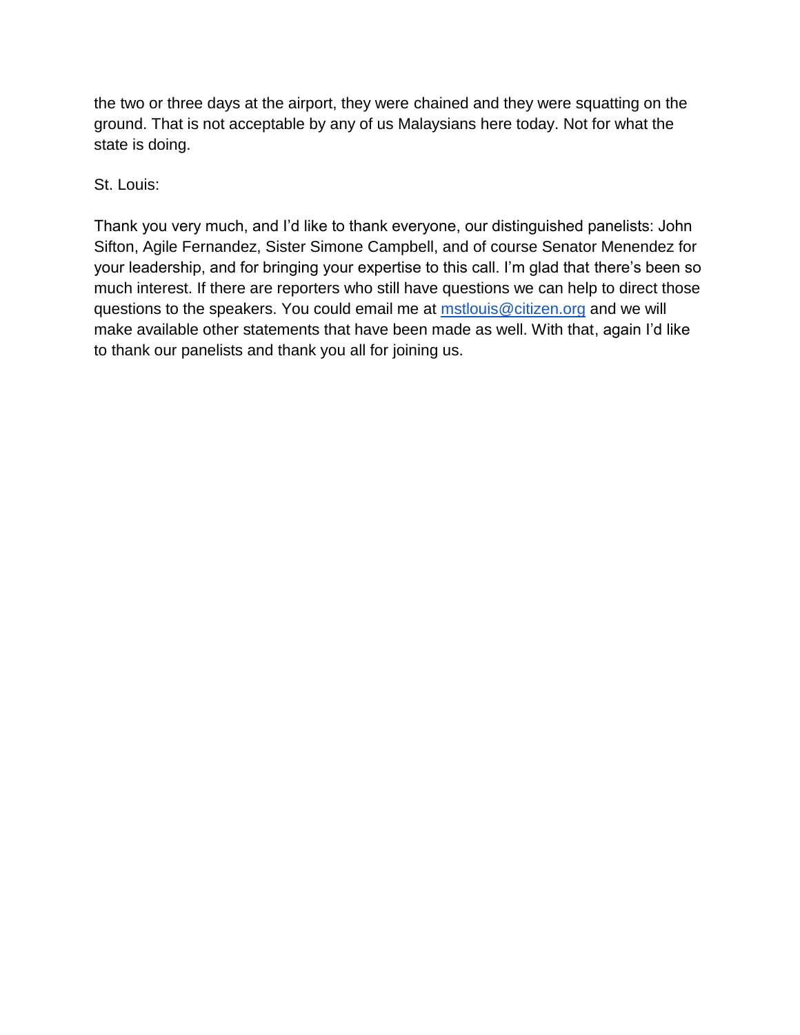the two or three days at the airport, they were chained and they were squatting on the ground. That is not acceptable by any of us Malaysians here today. Not for what the state is doing.

St. Louis:

Thank you very much, and I'd like to thank everyone, our distinguished panelists: John Sifton, Agile Fernandez, Sister Simone Campbell, and of course Senator Menendez for your leadership, and for bringing your expertise to this call. I'm glad that there's been so much interest. If there are reporters who still have questions we can help to direct those questions to the speakers. You could email me at mstlouis@citizen.org and we will make available other statements that have been made as well. With that, again I'd like to thank our panelists and thank you all for joining us.